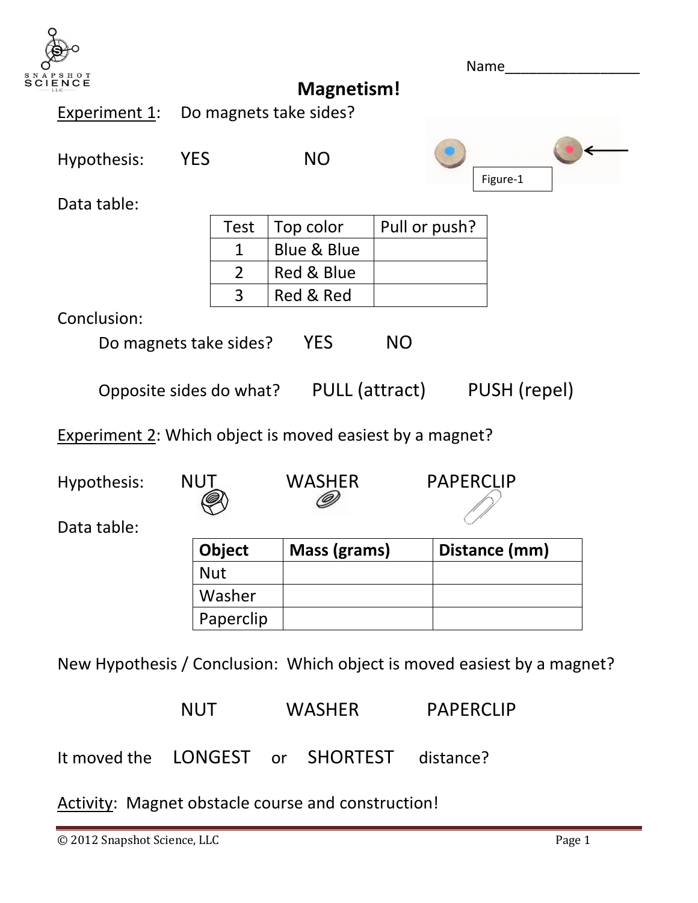Name_________________

# Magnetism!

Experiment 1: Do magnets take sides?

Hypothesis: YES NO

Figure-1

Data table:

| Test | Top color | Pull or push? |
|---|---|---|
| 1 | Blue & Blue | |
| 2 | Red & Blue | |
| 3 | Red & Red | |

Conclusion:

Do magnets take sides? YES NO

Opposite sides do what? PULL (attract) PUSH (repel)

Experiment 2: Which object is moved easiest by a magnet?

Hypothesis: NUT WASHER PAPERCLIP

Data table:

| Object | Mass (grams) | Distance (mm) |
|---|---|---|
| Nut | | |
| Washer | | |
| Paperclip | | |

New Hypothesis / Conclusion: Which object is moved easiest by a magnet?

NUT WASHER PAPERCLIP

It moved the LONGEST or SHORTEST distance?

Activity: Magnet obstacle course and construction!

© 2012 Snapshot Science, LLC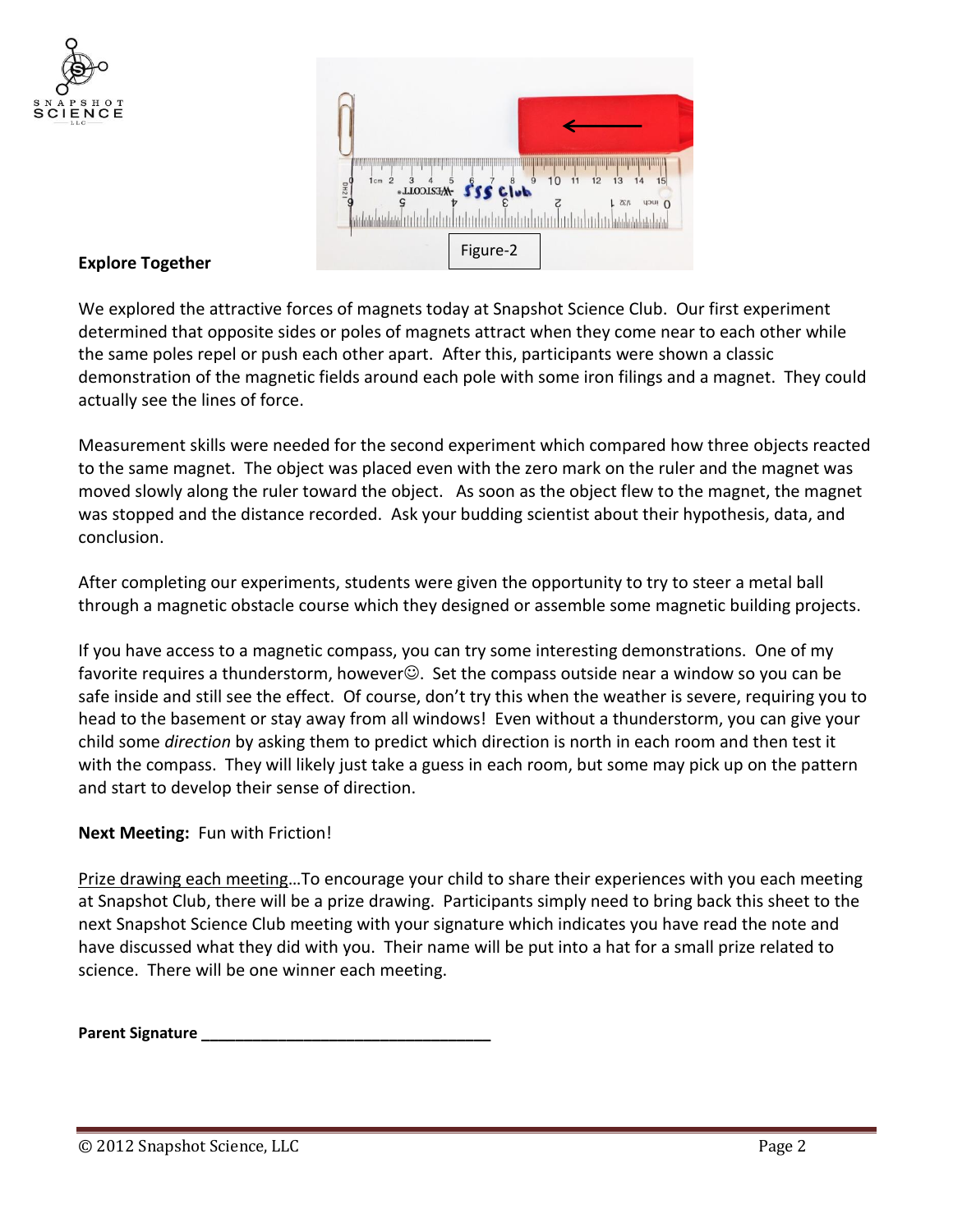Figure-2

**Explore Together**

We explored the attractive forces of magnets today at Snapshot Science Club. Our first experiment determined that opposite sides or poles of magnets attract when they come near to each other while the same poles repel or push each other apart. After this, participants were shown a classic demonstration of the magnetic fields around each pole with some iron filings and a magnet. They could actually see the lines of force.

Measurement skills were needed for the second experiment which compared how three objects reacted to the same magnet. The object was placed even with the zero mark on the ruler and the magnet was moved slowly along the ruler toward the object. As soon as the object flew to the magnet, the magnet was stopped and the distance recorded. Ask your budding scientist about their hypothesis, data, and conclusion.

After completing our experiments, students were given the opportunity to try to steer a metal ball through a magnetic obstacle course which they designed or assemble some magnetic building projects.

If you have access to a magnetic compass, you can try some interesting demonstrations. One of my favorite requires a thunderstorm, however☺. Set the compass outside near a window so you can be safe inside and still see the effect. Of course, don't try this when the weather is severe, requiring you to head to the basement or stay away from all windows! Even without a thunderstorm, you can give your child some *direction* by asking them to predict which direction is north in each room and then test it with the compass. They will likely just take a guess in each room, but some may pick up on the pattern and start to develop their sense of direction.

**Next Meeting:** Fun with Friction!

Prize drawing each meeting…To encourage your child to share their experiences with you each meeting at Snapshot Club, there will be a prize drawing. Participants simply need to bring back this sheet to the next Snapshot Science Club meeting with your signature which indicates you have read the note and have discussed what they did with you. Their name will be put into a hat for a small prize related to science. There will be one winner each meeting.

**Parent Signature** ___________________________________

© 2012 Snapshot Science, LLC